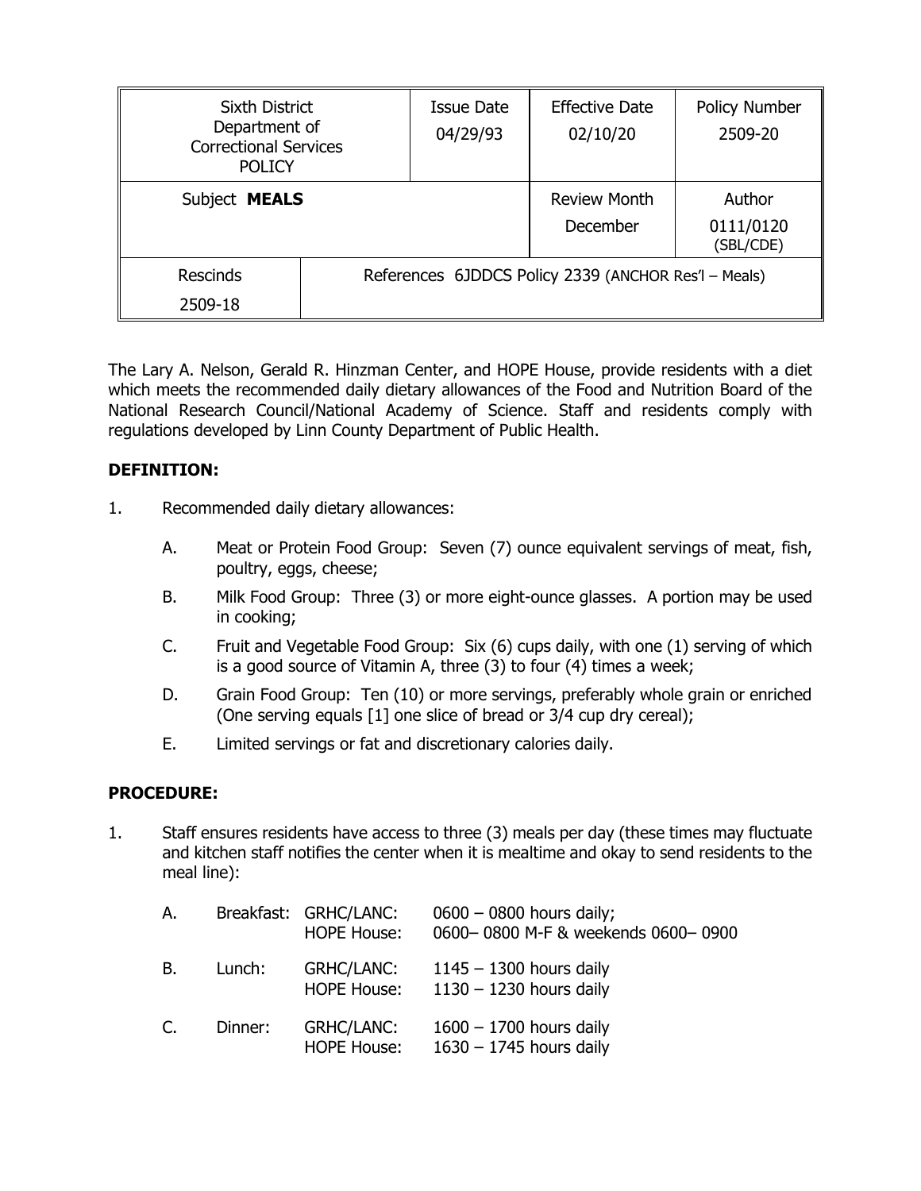| Sixth District Department of Correctional Services POLICY | | Issue Date 04/29/93 | Effective Date 02/10/20 | Policy Number 2509-20 |
|---|---|---|---|---|
| Subject **MEALS** | | | Review Month December | Author 0111/0120 (SBL/CDE) |
| Rescinds 2509-18 | References 6JDDCS Policy 2339 (ANCHOR Res'l – Meals) | | | |

The Lary A. Nelson, Gerald R. Hinzman Center, and HOPE House, provide residents with a diet which meets the recommended daily dietary allowances of the Food and Nutrition Board of the National Research Council/National Academy of Science. Staff and residents comply with regulations developed by Linn County Department of Public Health.

**DEFINITION:**

1. Recommended daily dietary allowances:

   A. Meat or Protein Food Group: Seven (7) ounce equivalent servings of meat, fish, poultry, eggs, cheese;

   B. Milk Food Group: Three (3) or more eight-ounce glasses. A portion may be used in cooking;

   C. Fruit and Vegetable Food Group: Six (6) cups daily, with one (1) serving of which is a good source of Vitamin A, three (3) to four (4) times a week;

   D. Grain Food Group: Ten (10) or more servings, preferably whole grain or enriched (One serving equals [1] one slice of bread or 3/4 cup dry cereal);

   E. Limited servings or fat and discretionary calories daily.

**PROCEDURE:**

1. Staff ensures residents have access to three (3) meals per day (these times may fluctuate and kitchen staff notifies the center when it is mealtime and okay to send residents to the meal line):

   A. Breakfast: GRHC/LANC: 0600 – 0800 hours daily;
      HOPE House: 0600– 0800 M-F & weekends 0600– 0900

   B. Lunch: GRHC/LANC: 1145 – 1300 hours daily
      HOPE House: 1130 – 1230 hours daily

   C. Dinner: GRHC/LANC: 1600 – 1700 hours daily
      HOPE House: 1630 – 1745 hours daily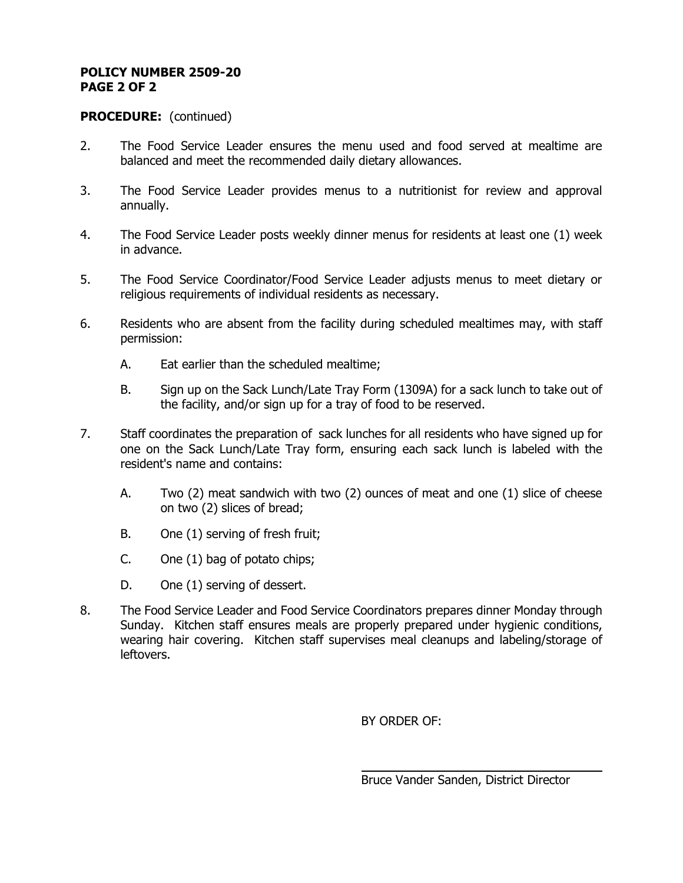**POLICY NUMBER 2509-20**

**PROCEDURE:** (continued)

2. The Food Service Leader ensures the menu used and food served at mealtime are balanced and meet the recommended daily dietary allowances.

3. The Food Service Leader provides menus to a nutritionist for review and approval annually.

4. The Food Service Leader posts weekly dinner menus for residents at least one (1) week in advance.

5. The Food Service Coordinator/Food Service Leader adjusts menus to meet dietary or religious requirements of individual residents as necessary.

6. Residents who are absent from the facility during scheduled mealtimes may, with staff permission:

   A. Eat earlier than the scheduled mealtime;

   B. Sign up on the Sack Lunch/Late Tray Form (1309A) for a sack lunch to take out of the facility, and/or sign up for a tray of food to be reserved.

7. Staff coordinates the preparation of sack lunches for all residents who have signed up for one on the Sack Lunch/Late Tray form, ensuring each sack lunch is labeled with the resident's name and contains:

   A. Two (2) meat sandwich with two (2) ounces of meat and one (1) slice of cheese on two (2) slices of bread;

   B. One (1) serving of fresh fruit;

   C. One (1) bag of potato chips;

   D. One (1) serving of dessert.

8. The Food Service Leader and Food Service Coordinators prepares dinner Monday through Sunday. Kitchen staff ensures meals are properly prepared under hygienic conditions, wearing hair covering. Kitchen staff supervises meal cleanups and labeling/storage of leftovers.

BY ORDER OF:

Bruce Vander Sanden, District Director